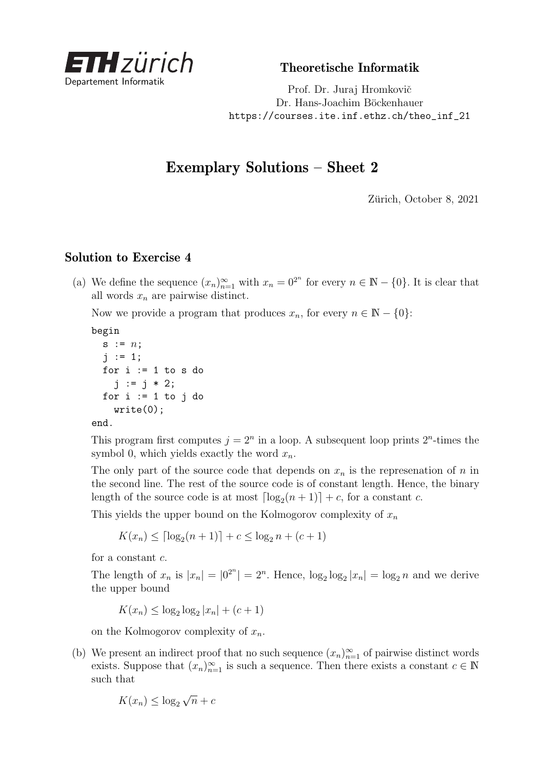ETH zürich
Departement Informatik

**Theoretische Informatik**

Prof. Dr. Juraj Hromkovič
Dr. Hans-Joachim Böckenhauer
https://courses.ite.inf.ethz.ch/theo_inf_21

# Exemplary Solutions – Sheet 2

Zürich, October 8, 2021

## Solution to Exercise 4

(a) We define the sequence $(x_n)_{n=1}^{\infty}$ with $x_n = 0^{2^n}$ for every $n \in \mathbb{N} - \{0\}$. It is clear that all words $x_n$ are pairwise distinct.

Now we provide a program that produces $x_n$, for every $n \in \mathbb{N} - \{0\}$:

```
begin
  s := n;
  j := 1;
  for i := 1 to s do
    j := j * 2;
  for i := 1 to j do
    write(0);
end.
```

This program first computes $j = 2^n$ in a loop. A subsequent loop prints $2^n$-times the symbol 0, which yields exactly the word $x_n$.

The only part of the source code that depends on $x_n$ is the represenation of $n$ in the second line. The rest of the source code is of constant length. Hence, the binary length of the source code is at most $\lceil \log_2(n+1) \rceil + c$, for a constant $c$.

This yields the upper bound on the Kolmogorov complexity of $x_n$

$$K(x_n) \leq \lceil \log_2(n+1) \rceil + c \leq \log_2 n + (c+1)$$

for a constant $c$.

The length of $x_n$ is $|x_n| = |0^{2^n}| = 2^n$. Hence, $\log_2 \log_2 |x_n| = \log_2 n$ and we derive the upper bound

$$K(x_n) \leq \log_2 \log_2 |x_n| + (c+1)$$

on the Kolmogorov complexity of $x_n$.

(b) We present an indirect proof that no such sequence $(x_n)_{n=1}^{\infty}$ of pairwise distinct words exists. Suppose that $(x_n)_{n=1}^{\infty}$ is such a sequence. Then there exists a constant $c \in \mathbb{N}$ such that

$$K(x_n) \leq \log_2 \sqrt{n} + c$$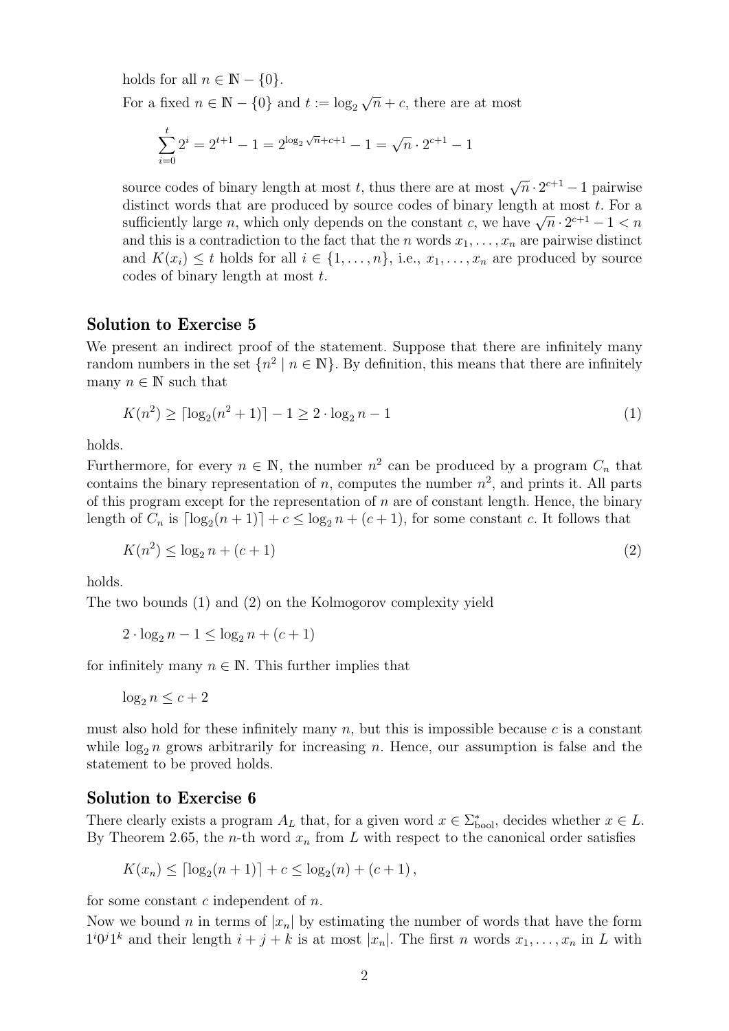holds for all $n \in \mathbb{N} - \{0\}$.

For a fixed $n \in \mathbb{N} - \{0\}$ and $t := \log_2 \sqrt{n} + c$, there are at most

$$\sum_{i=0}^{t} 2^i = 2^{t+1} - 1 = 2^{\log_2 \sqrt{n}+c+1} - 1 = \sqrt{n} \cdot 2^{c+1} - 1$$

source codes of binary length at most $t$, thus there are at most $\sqrt{n} \cdot 2^{c+1} - 1$ pairwise distinct words that are produced by source codes of binary length at most $t$. For a sufficiently large $n$, which only depends on the constant $c$, we have $\sqrt{n} \cdot 2^{c+1} - 1 < n$ and this is a contradiction to the fact that the $n$ words $x_1, \ldots, x_n$ are pairwise distinct and $K(x_i) \leq t$ holds for all $i \in \{1, \ldots, n\}$, i.e., $x_1, \ldots, x_n$ are produced by source codes of binary length at most $t$.

## Solution to Exercise 5

We present an indirect proof of the statement. Suppose that there are infinitely many random numbers in the set $\{n^2 \mid n \in \mathbb{N}\}$. By definition, this means that there are infinitely many $n \in \mathbb{N}$ such that

$$K(n^2) \geq \lceil \log_2(n^2 + 1) \rceil - 1 \geq 2 \cdot \log_2 n - 1 \tag{1}$$

holds.

Furthermore, for every $n \in \mathbb{N}$, the number $n^2$ can be produced by a program $C_n$ that contains the binary representation of $n$, computes the number $n^2$, and prints it. All parts of this program except for the representation of $n$ are of constant length. Hence, the binary length of $C_n$ is $\lceil \log_2(n + 1) \rceil + c \leq \log_2 n + (c + 1)$, for some constant $c$. It follows that

$$K(n^2) \leq \log_2 n + (c + 1) \tag{2}$$

holds.

The two bounds (1) and (2) on the Kolmogorov complexity yield

$$2 \cdot \log_2 n - 1 \leq \log_2 n + (c + 1)$$

for infinitely many $n \in \mathbb{N}$. This further implies that

$$\log_2 n \leq c + 2$$

must also hold for these infinitely many $n$, but this is impossible because $c$ is a constant while $\log_2 n$ grows arbitrarily for increasing $n$. Hence, our assumption is false and the statement to be proved holds.

## Solution to Exercise 6

There clearly exists a program $A_L$ that, for a given word $x \in \Sigma_{\text{bool}}^*$, decides whether $x \in L$. By Theorem 2.65, the $n$-th word $x_n$ from $L$ with respect to the canonical order satisfies

$$K(x_n) \leq \lceil \log_2(n + 1) \rceil + c \leq \log_2(n) + (c + 1),$$

for some constant $c$ independent of $n$.

Now we bound $n$ in terms of $|x_n|$ by estimating the number of words that have the form $1^i 0^j 1^k$ and their length $i + j + k$ is at most $|x_n|$. The first $n$ words $x_1, \ldots, x_n$ in $L$ with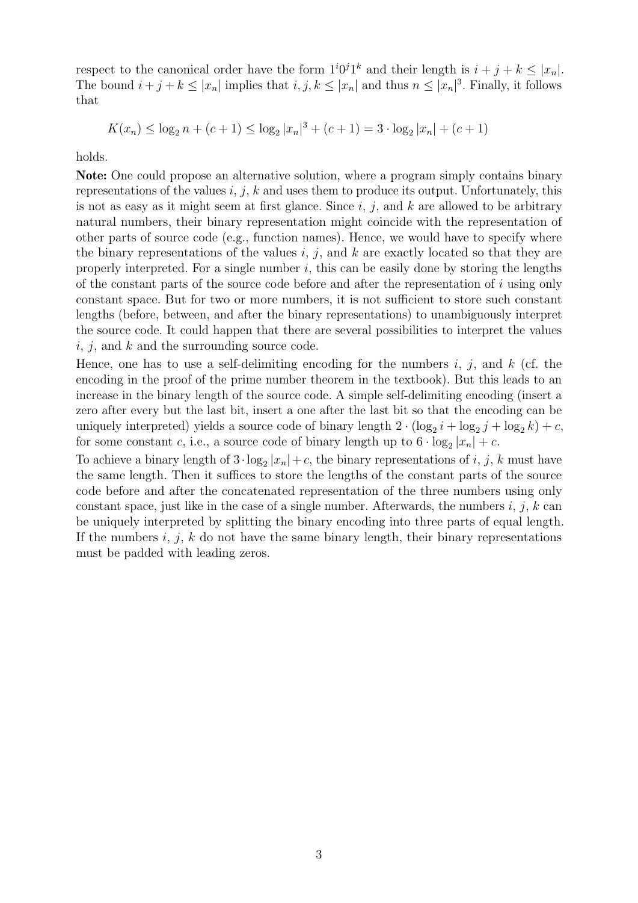respect to the canonical order have the form $1^i0^j1^k$ and their length is $i + j + k \leq |x_n|$. The bound $i + j + k \leq |x_n|$ implies that $i, j, k \leq |x_n|$ and thus $n \leq |x_n|^3$. Finally, it follows that

$$K(x_n) \leq \log_2 n + (c + 1) \leq \log_2 |x_n|^3 + (c + 1) = 3 \cdot \log_2 |x_n| + (c + 1)$$

holds.

**Note:** One could propose an alternative solution, where a program simply contains binary representations of the values $i$, $j$, $k$ and uses them to produce its output. Unfortunately, this is not as easy as it might seem at first glance. Since $i$, $j$, and $k$ are allowed to be arbitrary natural numbers, their binary representation might coincide with the representation of other parts of source code (e.g., function names). Hence, we would have to specify where the binary representations of the values $i$, $j$, and $k$ are exactly located so that they are properly interpreted. For a single number $i$, this can be easily done by storing the lengths of the constant parts of the source code before and after the representation of $i$ using only constant space. But for two or more numbers, it is not sufficient to store such constant lengths (before, between, and after the binary representations) to unambiguously interpret the source code. It could happen that there are several possibilities to interpret the values $i$, $j$, and $k$ and the surrounding source code.

Hence, one has to use a self-delimiting encoding for the numbers $i$, $j$, and $k$ (cf. the encoding in the proof of the prime number theorem in the textbook). But this leads to an increase in the binary length of the source code. A simple self-delimiting encoding (insert a zero after every but the last bit, insert a one after the last bit so that the encoding can be uniquely interpreted) yields a source code of binary length $2 \cdot (\log_2 i + \log_2 j + \log_2 k) + c$, for some constant $c$, i.e., a source code of binary length up to $6 \cdot \log_2 |x_n| + c$.

To achieve a binary length of $3 \cdot \log_2 |x_n| + c$, the binary representations of $i$, $j$, $k$ must have the same length. Then it suffices to store the lengths of the constant parts of the source code before and after the concatenated representation of the three numbers using only constant space, just like in the case of a single number. Afterwards, the numbers $i$, $j$, $k$ can be uniquely interpreted by splitting the binary encoding into three parts of equal length. If the numbers $i$, $j$, $k$ do not have the same binary length, their binary representations must be padded with leading zeros.